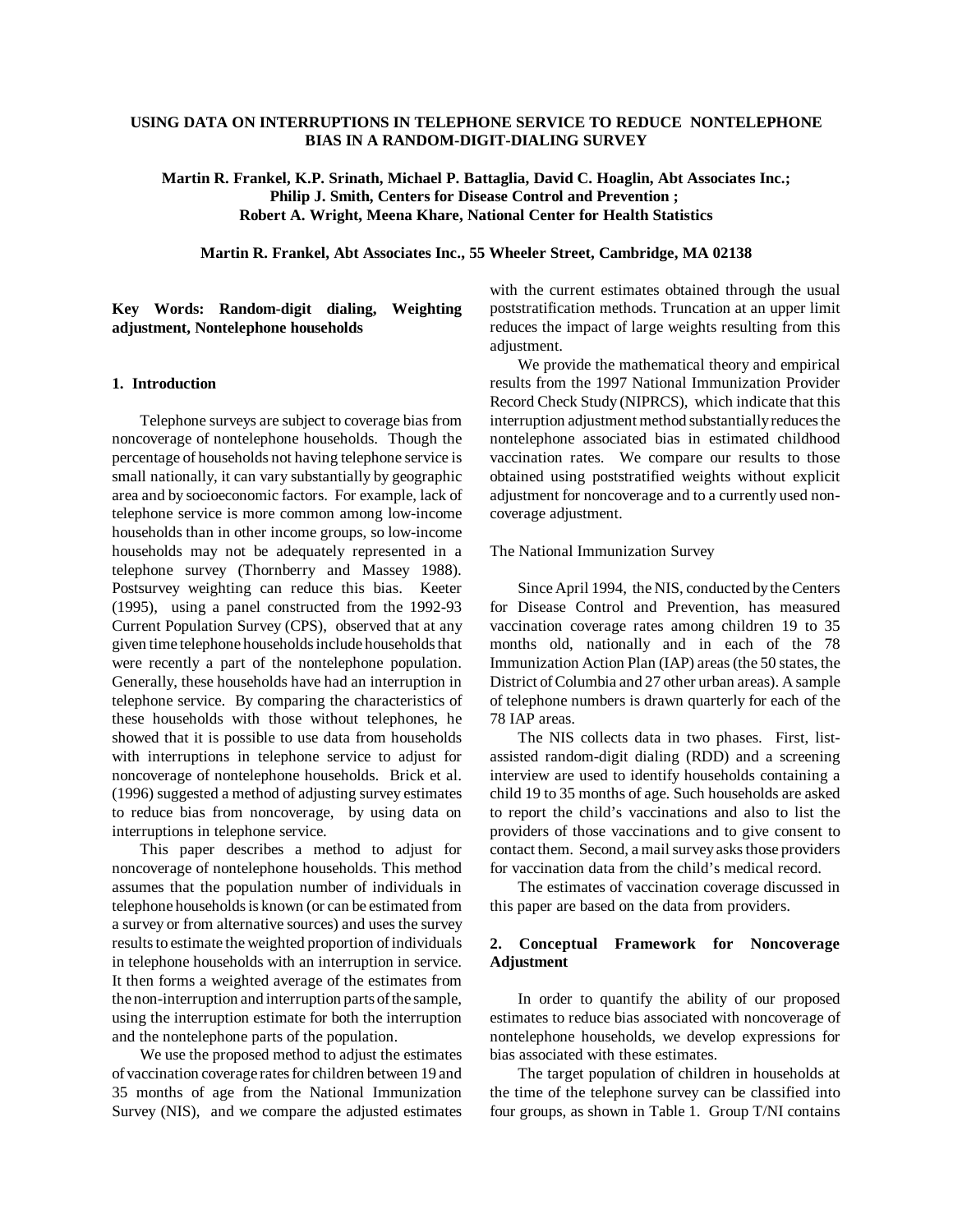# USING DATA ON INTERRUPTIONS IN TELEPHONE SERVICE TO REDUCE NONTELEPHONE BIAS IN A RANDOM-DIGIT-DIALING SURVEY

**Martin R. Frankel, K.P. Srinath, Michael P. Battaglia, David C. Hoaglin, Abt Associates Inc.; Philip J. Smith, Centers for Disease Control and Prevention ; Robert A. Wright, Meena Khare, National Center for Health Statistics**

**Martin R. Frankel, Abt Associates Inc., 55 Wheeler Street, Cambridge, MA 02138**

**Key Words: Random-digit dialing, Weighting adjustment, Nontelephone households**

## 1. Introduction

Telephone surveys are subject to coverage bias from noncoverage of nontelephone households. Though the percentage of households not having telephone service is small nationally, it can vary substantially by geographic area and by socioeconomic factors. For example, lack of telephone service is more common among low-income households than in other income groups, so low-income households may not be adequately represented in a telephone survey (Thornberry and Massey 1988). Postsurvey weighting can reduce this bias. Keeter (1995), using a panel constructed from the 1992-93 Current Population Survey (CPS), observed that at any given time telephone households include households that were recently a part of the nontelephone population. Generally, these households have had an interruption in telephone service. By comparing the characteristics of these households with those without telephones, he showed that it is possible to use data from households with interruptions in telephone service to adjust for noncoverage of nontelephone households. Brick et al. (1996) suggested a method of adjusting survey estimates to reduce bias from noncoverage, by using data on interruptions in telephone service.

This paper describes a method to adjust for noncoverage of nontelephone households. This method assumes that the population number of individuals in telephone households is known (or can be estimated from a survey or from alternative sources) and uses the survey results to estimate the weighted proportion of individuals in telephone households with an interruption in service. It then forms a weighted average of the estimates from the non-interruption and interruption parts of the sample, using the interruption estimate for both the interruption and the nontelephone parts of the population.

We use the proposed method to adjust the estimates of vaccination coverage rates for children between 19 and 35 months of age from the National Immunization Survey (NIS), and we compare the adjusted estimates with the current estimates obtained through the usual poststratification methods. Truncation at an upper limit reduces the impact of large weights resulting from this adjustment.

We provide the mathematical theory and empirical results from the 1997 National Immunization Provider Record Check Study (NIPRCS), which indicate that this interruption adjustment method substantially reduces the nontelephone associated bias in estimated childhood vaccination rates. We compare our results to those obtained using poststratified weights without explicit adjustment for noncoverage and to a currently used non-coverage adjustment.

The National Immunization Survey

Since April 1994, the NIS, conducted by the Centers for Disease Control and Prevention, has measured vaccination coverage rates among children 19 to 35 months old, nationally and in each of the 78 Immunization Action Plan (IAP) areas (the 50 states, the District of Columbia and 27 other urban areas). A sample of telephone numbers is drawn quarterly for each of the 78 IAP areas.

The NIS collects data in two phases. First, list-assisted random-digit dialing (RDD) and a screening interview are used to identify households containing a child 19 to 35 months of age. Such households are asked to report the child's vaccinations and also to list the providers of those vaccinations and to give consent to contact them. Second, a mail survey asks those providers for vaccination data from the child's medical record.

The estimates of vaccination coverage discussed in this paper are based on the data from providers.

## 2. Conceptual Framework for Noncoverage Adjustment

In order to quantify the ability of our proposed estimates to reduce bias associated with noncoverage of nontelephone households, we develop expressions for bias associated with these estimates.

The target population of children in households at the time of the telephone survey can be classified into four groups, as shown in Table 1. Group T/NI contains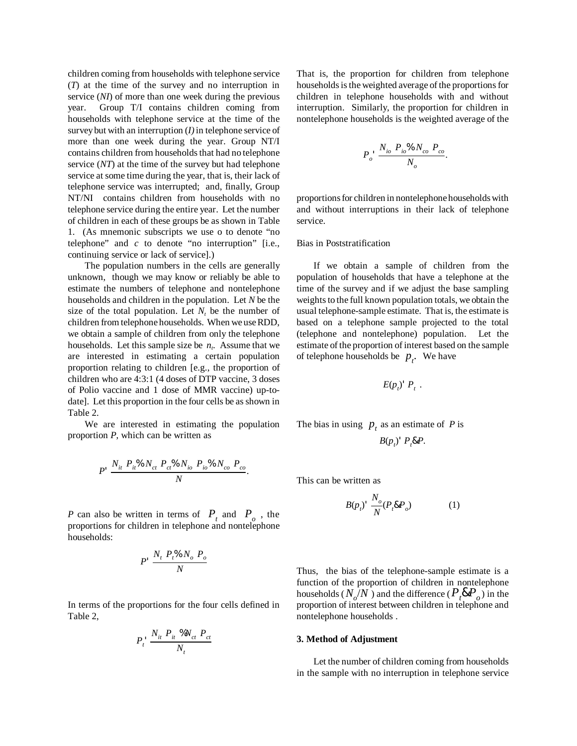children coming from households with telephone service ($T$) at the time of the survey and no interruption in service ($NI$) of more than one week during the previous year. Group T/I contains children coming from households with telephone service at the time of the survey but with an interruption ($I$) in telephone service of more than one week during the year. Group NT/I contains children from households that had no telephone service ($NT$) at the time of the survey but had telephone service at some time during the year, that is, their lack of telephone service was interrupted; and, finally, Group NT/NI contains children from households with no telephone service during the entire year. Let the number of children in each of these groups be as shown in Table 1. (As mnemonic subscripts we use o to denote "no telephone" and $c$ to denote "no interruption" [i.e., continuing service or lack of service].)

The population numbers in the cells are generally unknown, though we may know or reliably be able to estimate the numbers of telephone and nontelephone households and children in the population. Let $N$ be the size of the total population. Let $N_t$ be the number of children from telephone households. When we use RDD, we obtain a sample of children from only the telephone households. Let this sample size be $n_t$. Assume that we are interested in estimating a certain population proportion relating to children [e.g., the proportion of children who are 4:3:1 (4 doses of DTP vaccine, 3 doses of Polio vaccine and 1 dose of MMR vaccine) up-to-date]. Let this proportion in the four cells be as shown in Table 2.

We are interested in estimating the population proportion $P$, which can be written as

$$P = \frac{N_{it}\ P_{it} + N_{ct}\ P_{ct} + N_{io}\ P_{io} + N_{co}\ P_{co}}{N}.$$

$P$ can also be written in terms of $P_t$ and $P_o$, the proportions for children in telephone and nontelephone households:

$$P = \frac{N_t\ P_t + N_o\ P_o}{N}$$

In terms of the proportions for the four cells defined in Table 2,

$$P_t = \frac{N_{it}\ P_{it} + N_{ct}\ P_{ct}}{N_t}$$

That is, the proportion for children from telephone households is the weighted average of the proportions for children in telephone households with and without interruption. Similarly, the proportion for children in nontelephone households is the weighted average of the

$$P_o = \frac{N_{io}\ P_{io} + N_{co}\ P_{co}}{N_o}.$$

proportions for children in nontelephone households with and without interruptions in their lack of telephone service.

Bias in Poststratification

If we obtain a sample of children from the population of households that have a telephone at the time of the survey and if we adjust the base sampling weights to the full known population totals, we obtain the usual telephone-sample estimate. That is, the estimate is based on a telephone sample projected to the total (telephone and nontelephone) population. Let the estimate of the proportion of interest based on the sample of telephone households be $p_t$. We have

$$E(p_t) = P_t\ .$$

The bias in using $p_t$ as an estimate of $P$ is

$$B(p_t) = P_t - P.$$

This can be written as

$$B(p_t) = \frac{N_o}{N}(P_t - P_o) \qquad (1)$$

Thus, the bias of the telephone-sample estimate is a function of the proportion of children in nontelephone households ($N_o/N$) and the difference ($P_t - P_o$) in the proportion of interest between children in telephone and nontelephone households .

### 3. Method of Adjustment

Let the number of children coming from households in the sample with no interruption in telephone service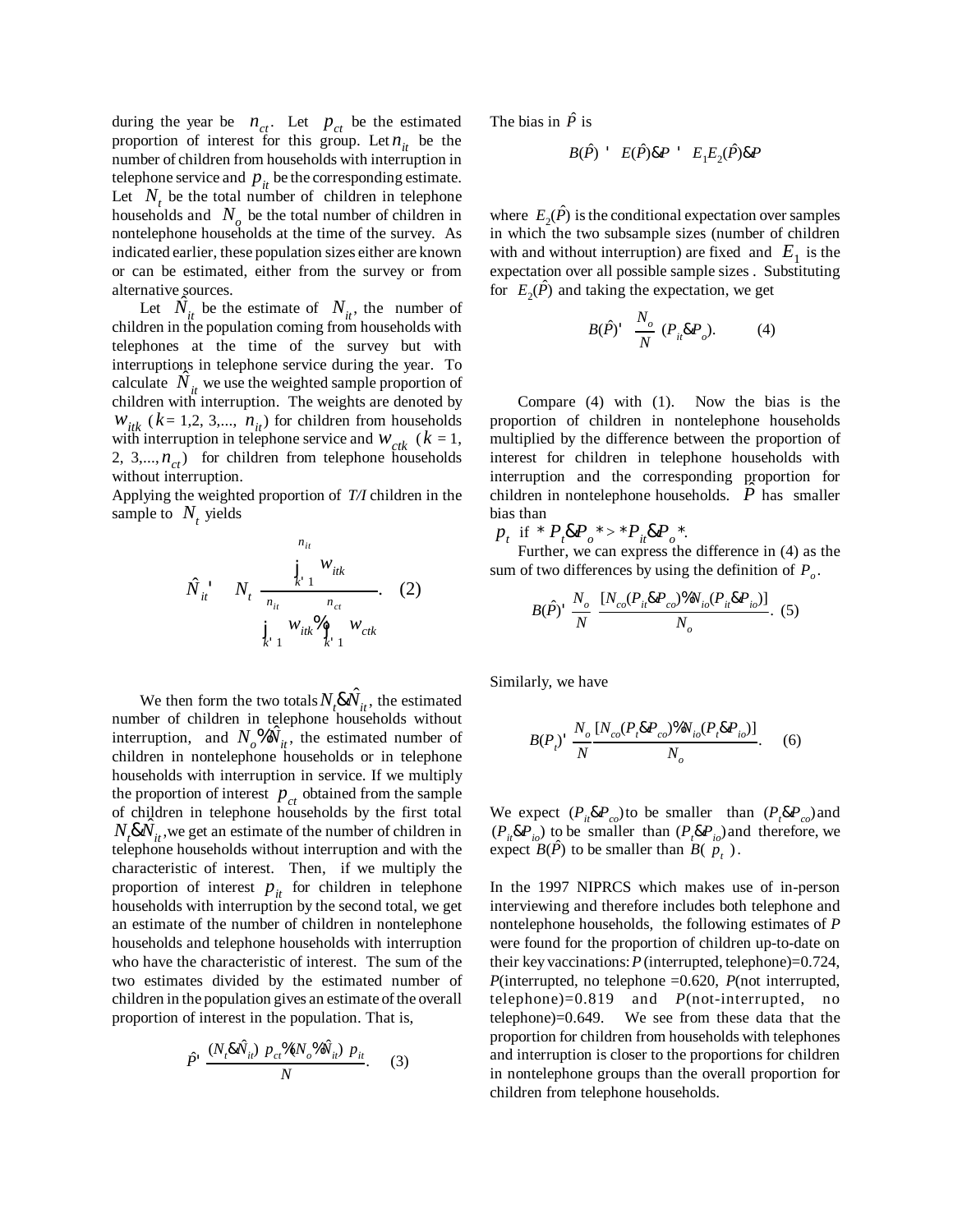during the year be $n_{ct}$. Let $p_{ct}$ be the estimated proportion of interest for this group. Let $n_{it}$ be the number of children from households with interruption in telephone service and $p_{it}$ be the corresponding estimate. Let $N_t$ be the total number of children in telephone households and $N_o$ be the total number of children in nontelephone households at the time of the survey. As indicated earlier, these population sizes either are known or can be estimated, either from the survey or from alternative sources.

Let $\hat{N}_{it}$ be the estimate of $N_{it}$, the number of children in the population coming from households with telephones at the time of the survey but with interruptions in telephone service during the year. To calculate $\hat{N}_{it}$ we use the weighted sample proportion of children with interruption. The weights are denoted by $w_{itk}$ ($k$ = 1,2, 3,..., $n_{it}$) for children from households with interruption in telephone service and $w_{ctk}$ ($k$ = 1, 2, 3,..., $n_{ct}$) for children from telephone households without interruption.

Applying the weighted proportion of *T/I* children in the sample to $N_t$ yields

$$\hat{N}_{it} = N_t \frac{\sum_{k=1}^{n_{it}} w_{itk}}{\sum_{k=1}^{n_{it}} w_{itk} + \sum_{k=1}^{n_{ct}} w_{ctk}}. \quad (2)$$

We then form the two totals $N_t - \hat{N}_{it}$, the estimated number of children in telephone households without interruption, and $N_o + \hat{N}_{it}$, the estimated number of children in nontelephone households or in telephone households with interruption in service. If we multiply the proportion of interest $p_{ct}$ obtained from the sample of children in telephone households by the first total $N_t - \hat{N}_{it}$, we get an estimate of the number of children in telephone households without interruption and with the characteristic of interest. Then, if we multiply the proportion of interest $p_{it}$ for children in telephone households with interruption by the second total, we get an estimate of the number of children in nontelephone households and telephone households with interruption who have the characteristic of interest. The sum of the two estimates divided by the estimated number of children in the population gives an estimate of the overall proportion of interest in the population. That is,

$$\hat{P} = \frac{(N_t - \hat{N}_{it})\, p_{ct} + (N_o + \hat{N}_{it})\, p_{it}}{N}. \quad (3)$$

The bias in $\hat{P}$ is

$$B(\hat{P}) = E(\hat{P}) - P = E_1 E_2(\hat{P}) - P$$

where $E_2(\hat{P})$ is the conditional expectation over samples in which the two subsample sizes (number of children with and without interruption) are fixed and $E_1$ is the expectation over all possible sample sizes. Substituting for $E_2(\hat{P})$ and taking the expectation, we get

$$B(\hat{P}) = \frac{N_o}{N}(P_{it} - P_o). \quad (4)$$

Compare (4) with (1). Now the bias is the proportion of children in nontelephone households multiplied by the difference between the proportion of interest for children in telephone households with interruption and the corresponding proportion for children in nontelephone households. $\hat{P}$ has smaller bias than $p_t$ if $|P_t - P_o| > |P_{it} - P_o|$.

Further, we can express the difference in (4) as the sum of two differences by using the definition of $P_o$.

$$B(\hat{P}) = \frac{N_o}{N}\frac{[N_{co}(P_{it} - P_{co}) + N_{io}(P_{it} - P_{io})]}{N_o}. \quad (5)$$

Similarly, we have

$$B(P_t) = \frac{N_o}{N}\frac{[N_{co}(P_t - P_{co}) + N_{io}(P_t - P_{io})]}{N_o}. \quad (6)$$

We expect $(P_{it} - P_{co})$ to be smaller than $(P_t - P_{co})$ and $(P_{it} - P_{io})$ to be smaller than $(P_t - P_{io})$ and therefore, we expect $B(\hat{P})$ to be smaller than $B(p_t)$.

In the 1997 NIPRCS which makes use of in-person interviewing and therefore includes both telephone and nontelephone households, the following estimates of *P* were found for the proportion of children up-to-date on their key vaccinations: *P*(interrupted, telephone)=0.724, *P*(interrupted, no telephone =0.620, *P*(not interrupted, telephone)=0.819 and *P*(not-interrupted, no telephone)=0.649. We see from these data that the proportion for children from households with telephones and interruption is closer to the proportions for children in nontelephone groups than the overall proportion for children from telephone households.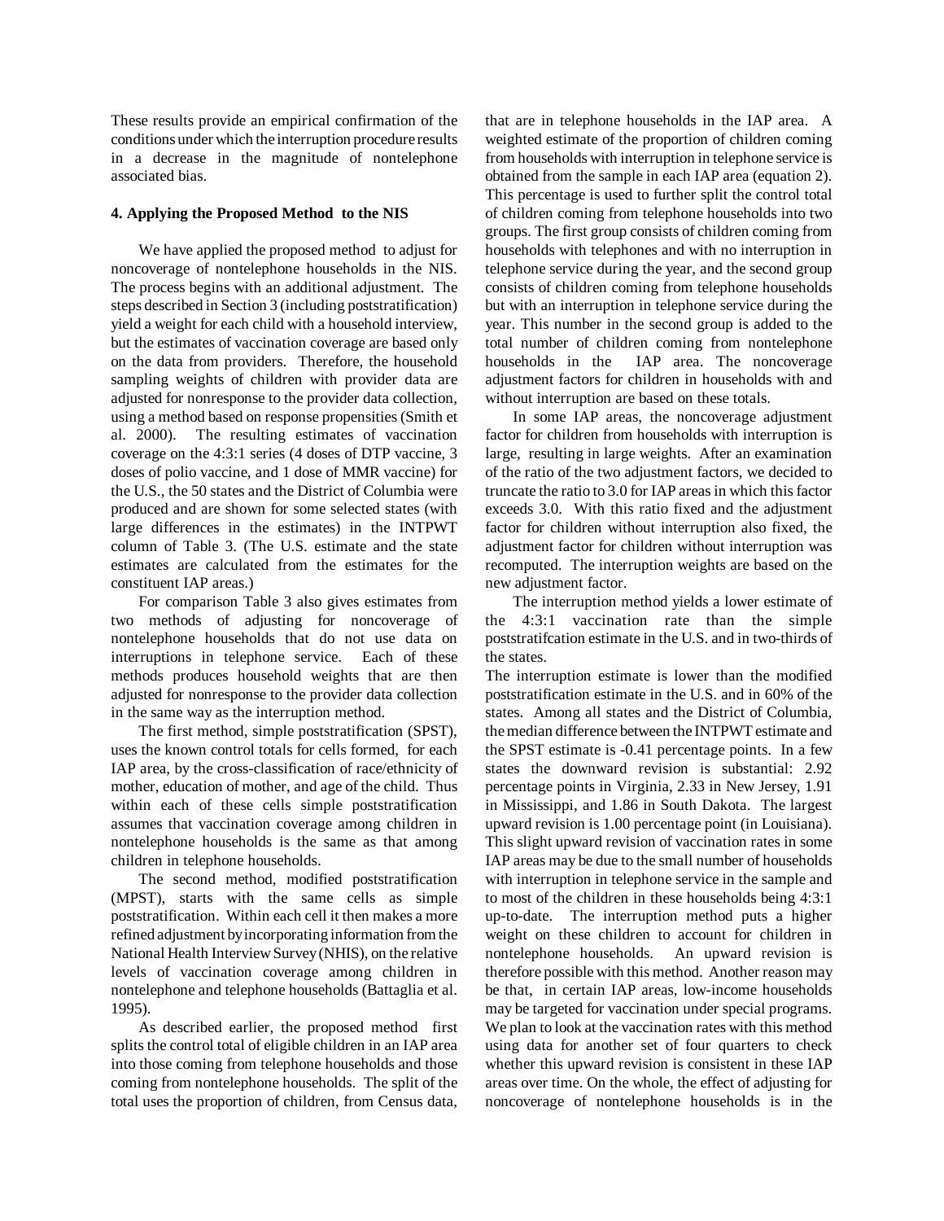These results provide an empirical confirmation of the conditions under which the interruption procedure results in a decrease in the magnitude of nontelephone associated bias.

#### 4. Applying the Proposed Method to the NIS

We have applied the proposed method to adjust for noncoverage of nontelephone households in the NIS. The process begins with an additional adjustment. The steps described in Section 3 (including poststratification) yield a weight for each child with a household interview, but the estimates of vaccination coverage are based only on the data from providers. Therefore, the household sampling weights of children with provider data are adjusted for nonresponse to the provider data collection, using a method based on response propensities (Smith et al. 2000). The resulting estimates of vaccination coverage on the 4:3:1 series (4 doses of DTP vaccine, 3 doses of polio vaccine, and 1 dose of MMR vaccine) for the U.S., the 50 states and the District of Columbia were produced and are shown for some selected states (with large differences in the estimates) in the INTPWT column of Table 3. (The U.S. estimate and the state estimates are calculated from the estimates for the constituent IAP areas.)

For comparison Table 3 also gives estimates from two methods of adjusting for noncoverage of nontelephone households that do not use data on interruptions in telephone service. Each of these methods produces household weights that are then adjusted for nonresponse to the provider data collection in the same way as the interruption method.

The first method, simple poststratification (SPST), uses the known control totals for cells formed, for each IAP area, by the cross-classification of race/ethnicity of mother, education of mother, and age of the child. Thus within each of these cells simple poststratification assumes that vaccination coverage among children in nontelephone households is the same as that among children in telephone households.

The second method, modified poststratification (MPST), starts with the same cells as simple poststratification. Within each cell it then makes a more refined adjustment by incorporating information from the National Health Interview Survey (NHIS), on the relative levels of vaccination coverage among children in nontelephone and telephone households (Battaglia et al. 1995).

As described earlier, the proposed method first splits the control total of eligible children in an IAP area into those coming from telephone households and those coming from nontelephone households. The split of the total uses the proportion of children, from Census data, that are in telephone households in the IAP area. A weighted estimate of the proportion of children coming from households with interruption in telephone service is obtained from the sample in each IAP area (equation 2). This percentage is used to further split the control total of children coming from telephone households into two groups. The first group consists of children coming from households with telephones and with no interruption in telephone service during the year, and the second group consists of children coming from telephone households but with an interruption in telephone service during the year. This number in the second group is added to the total number of children coming from nontelephone households in the IAP area. The noncoverage adjustment factors for children in households with and without interruption are based on these totals.

In some IAP areas, the noncoverage adjustment factor for children from households with interruption is large, resulting in large weights. After an examination of the ratio of the two adjustment factors, we decided to truncate the ratio to 3.0 for IAP areas in which this factor exceeds 3.0. With this ratio fixed and the adjustment factor for children without interruption also fixed, the adjustment factor for children without interruption was recomputed. The interruption weights are based on the new adjustment factor.

The interruption method yields a lower estimate of the 4:3:1 vaccination rate than the simple poststratifcation estimate in the U.S. and in two-thirds of the states.

The interruption estimate is lower than the modified poststratification estimate in the U.S. and in 60% of the states. Among all states and the District of Columbia, the median difference between the INTPWT estimate and the SPST estimate is -0.41 percentage points. In a few states the downward revision is substantial: 2.92 percentage points in Virginia, 2.33 in New Jersey, 1.91 in Mississippi, and 1.86 in South Dakota. The largest upward revision is 1.00 percentage point (in Louisiana). This slight upward revision of vaccination rates in some IAP areas may be due to the small number of households with interruption in telephone service in the sample and to most of the children in these households being 4:3:1 up-to-date. The interruption method puts a higher weight on these children to account for children in nontelephone households. An upward revision is therefore possible with this method. Another reason may be that, in certain IAP areas, low-income households may be targeted for vaccination under special programs. We plan to look at the vaccination rates with this method using data for another set of four quarters to check whether this upward revision is consistent in these IAP areas over time. On the whole, the effect of adjusting for noncoverage of nontelephone households is in the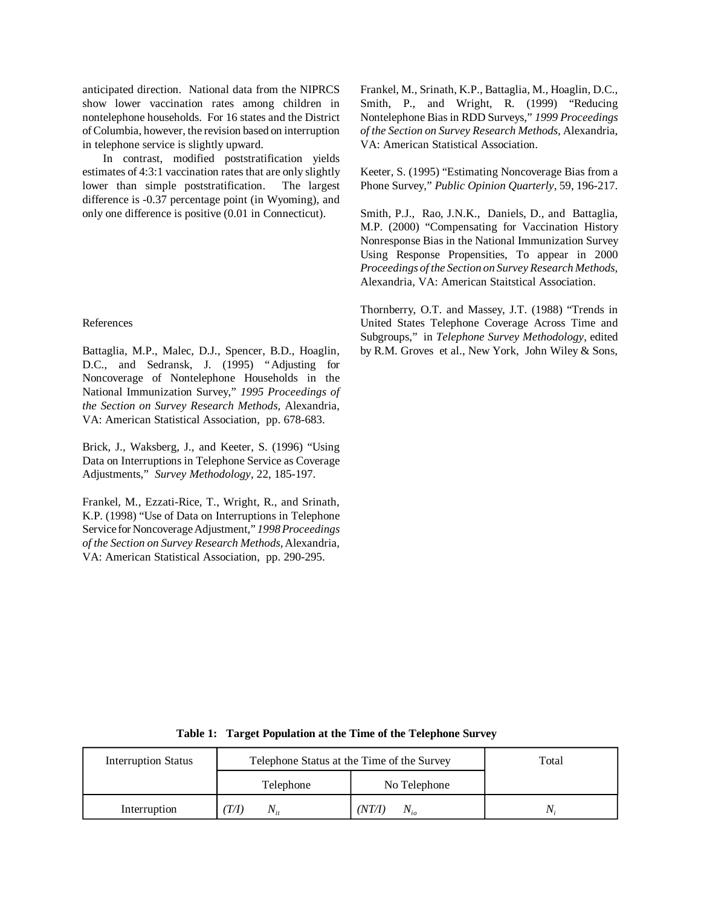anticipated direction. National data from the NIPRCS show lower vaccination rates among children in nontelephone households. For 16 states and the District of Columbia, however, the revision based on interruption in telephone service is slightly upward.

In contrast, modified poststratification yields estimates of 4:3:1 vaccination rates that are only slightly lower than simple poststratification. The largest difference is -0.37 percentage point (in Wyoming), and only one difference is positive (0.01 in Connecticut).

References

Battaglia, M.P., Malec, D.J., Spencer, B.D., Hoaglin, D.C., and Sedransk, J. (1995) "Adjusting for Noncoverage of Nontelephone Households in the National Immunization Survey," *1995 Proceedings of the Section on Survey Research Methods,* Alexandria, VA: American Statistical Association, pp. 678-683.

Brick, J., Waksberg, J., and Keeter, S. (1996) "Using Data on Interruptions in Telephone Service as Coverage Adjustments," *Survey Methodology*, 22, 185-197.

Frankel, M., Ezzati-Rice, T., Wright, R., and Srinath, K.P. (1998) "Use of Data on Interruptions in Telephone Service for Noncoverage Adjustment," *1998 Proceedings of the Section on Survey Research Methods,* Alexandria, VA: American Statistical Association, pp. 290-295.

Frankel, M., Srinath, K.P., Battaglia, M., Hoaglin, D.C., Smith, P., and Wright, R. (1999) "Reducing Nontelephone Bias in RDD Surveys," *1999 Proceedings of the Section on Survey Research Methods,* Alexandria, VA: American Statistical Association.

Keeter, S. (1995) "Estimating Noncoverage Bias from a Phone Survey," *Public Opinion Quarterly,* 59, 196-217.

Smith, P.J., Rao, J.N.K., Daniels, D., and Battaglia, M.P. (2000) "Compensating for Vaccination History Nonresponse Bias in the National Immunization Survey Using Response Propensities, To appear in 2000 *Proceedings of the Section on Survey Research Methods,* Alexandria, VA: American Staitstical Association.

Thornberry, O.T. and Massey, J.T. (1988) "Trends in United States Telephone Coverage Across Time and Subgroups," in *Telephone Survey Methodology*, edited by R.M. Groves et al., New York, John Wiley & Sons,

**Table 1: Target Population at the Time of the Telephone Survey**

| Interruption Status | Telephone Status at the Time of the Survey | | Total |
|---|---|---|---|
| | Telephone | No Telephone | |
| Interruption | *(T/I)* $N_{it}$ | *(NT/I)* $N_{io}$ | $N_i$ |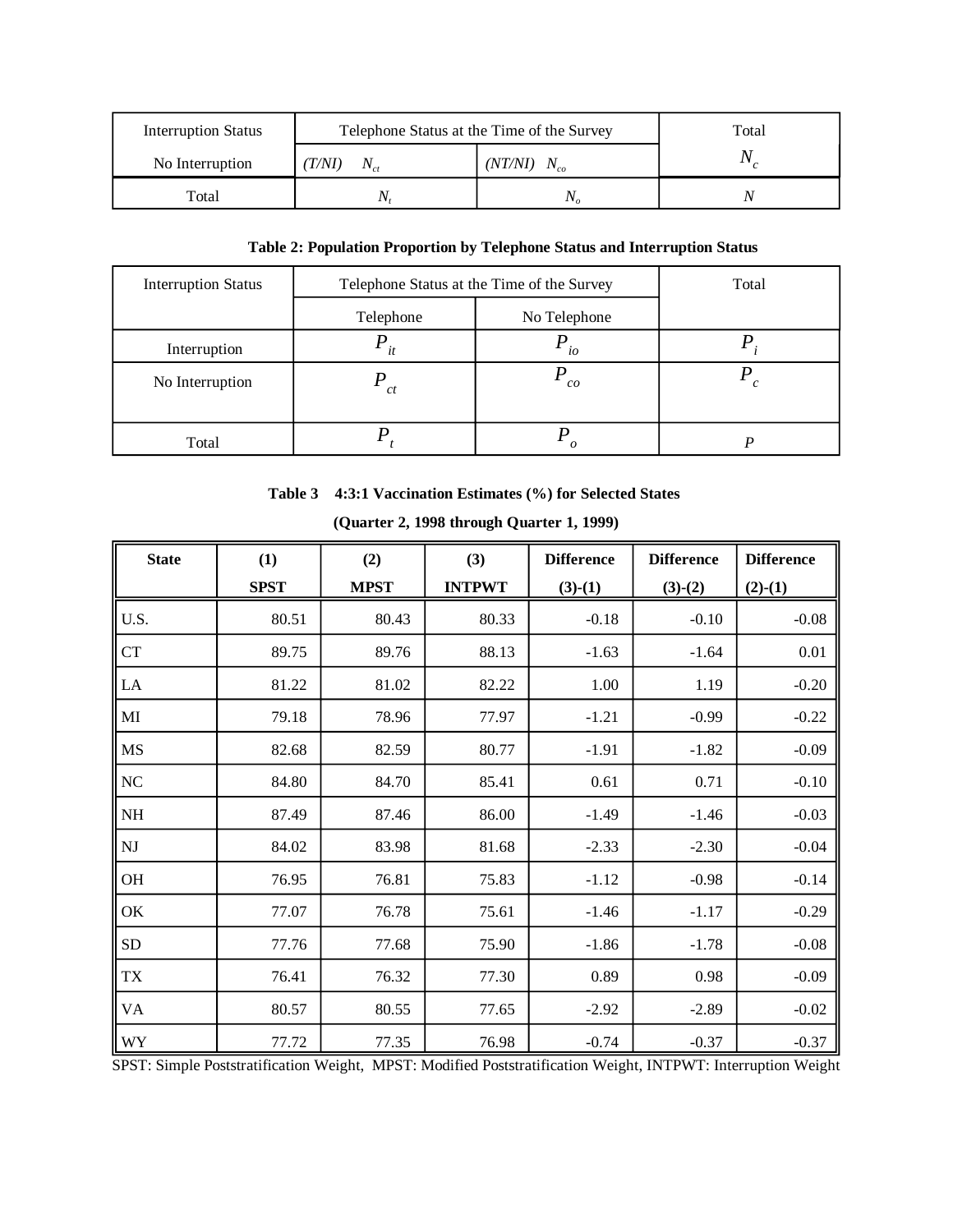| Interruption Status | Telephone Status at the Time of the Survey | | Total |
|---|---|---|---|
| No Interruption | *(T/NI)* $N_{ct}$ | *(NT/NI)* $N_{co}$ | $N_c$ |
| Total | $N_t$ | $N_o$ | $N$ |

**Table 2: Population Proportion by Telephone Status and Interruption Status**

| Interruption Status | Telephone Status at the Time of the Survey | | Total |
|---|---|---|---|
| | Telephone | No Telephone | |
| Interruption | $P_{it}$ | $P_{io}$ | $P_i$ |
| No Interruption | $P_{ct}$ | $P_{co}$ | $P_c$ |
| Total | $P_t$ | $P_o$ | $P$ |

**Table 3 4:3:1 Vaccination Estimates (%) for Selected States**

**(Quarter 2, 1998 through Quarter 1, 1999)**

| State | (1) SPST | (2) MPST | (3) INTPWT | Difference (3)-(1) | Difference (3)-(2) | Difference (2)-(1) |
|---|---|---|---|---|---|---|
| U.S. | 80.51 | 80.43 | 80.33 | -0.18 | -0.10 | -0.08 |
| CT | 89.75 | 89.76 | 88.13 | -1.63 | -1.64 | 0.01 |
| LA | 81.22 | 81.02 | 82.22 | 1.00 | 1.19 | -0.20 |
| MI | 79.18 | 78.96 | 77.97 | -1.21 | -0.99 | -0.22 |
| MS | 82.68 | 82.59 | 80.77 | -1.91 | -1.82 | -0.09 |
| NC | 84.80 | 84.70 | 85.41 | 0.61 | 0.71 | -0.10 |
| NH | 87.49 | 87.46 | 86.00 | -1.49 | -1.46 | -0.03 |
| NJ | 84.02 | 83.98 | 81.68 | -2.33 | -2.30 | -0.04 |
| OH | 76.95 | 76.81 | 75.83 | -1.12 | -0.98 | -0.14 |
| OK | 77.07 | 76.78 | 75.61 | -1.46 | -1.17 | -0.29 |
| SD | 77.76 | 77.68 | 75.90 | -1.86 | -1.78 | -0.08 |
| TX | 76.41 | 76.32 | 77.30 | 0.89 | 0.98 | -0.09 |
| VA | 80.57 | 80.55 | 77.65 | -2.92 | -2.89 | -0.02 |
| WY | 77.72 | 77.35 | 76.98 | -0.74 | -0.37 | -0.37 |

SPST: Simple Poststratification Weight, MPST: Modified Poststratification Weight, INTPWT: Interruption Weight